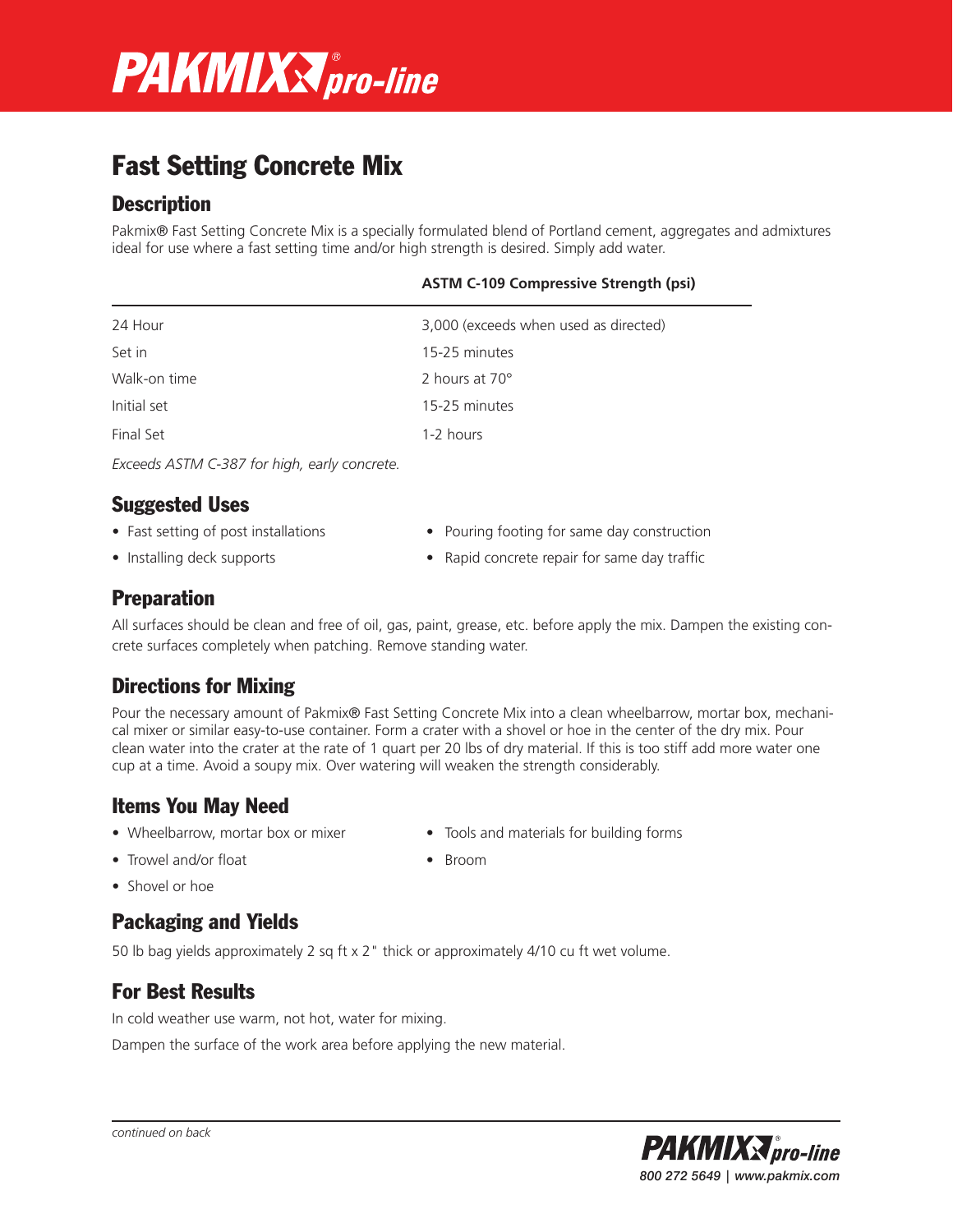PAKMIX® pro-line

# Fast Setting Concrete Mix

## Description

Pakmix® Fast Setting Concrete Mix is a specially formulated blend of Portland cement, aggregates and admixtures ideal for use where a fast setting time and/or high strength is desired. Simply add water.

| | ASTM C-109 Compressive Strength (psi) |
|---|---|
| 24 Hour | 3,000 (exceeds when used as directed) |
| Set in | 15-25 minutes |
| Walk-on time | 2 hours at 70° |
| Initial set | 15-25 minutes |
| Final Set | 1-2 hours |

*Exceeds ASTM C-387 for high, early concrete.*

## Suggested Uses

- Fast setting of post installations
- Installing deck supports
- Pouring footing for same day construction
- Rapid concrete repair for same day traffic

## Preparation

All surfaces should be clean and free of oil, gas, paint, grease, etc. before apply the mix. Dampen the existing concrete surfaces completely when patching. Remove standing water.

## Directions for Mixing

Pour the necessary amount of Pakmix® Fast Setting Concrete Mix into a clean wheelbarrow, mortar box, mechanical mixer or similar easy-to-use container. Form a crater with a shovel or hoe in the center of the dry mix. Pour clean water into the crater at the rate of 1 quart per 20 lbs of dry material. If this is too stiff add more water one cup at a time. Avoid a soupy mix. Over watering will weaken the strength considerably.

## Items You May Need

- Wheelbarrow, mortar box or mixer
- Trowel and/or float
- Shovel or hoe
- Tools and materials for building forms
- Broom

## Packaging and Yields

50 lb bag yields approximately 2 sq ft x 2" thick or approximately 4/10 cu ft wet volume.

## For Best Results

In cold weather use warm, not hot, water for mixing.

Dampen the surface of the work area before applying the new material.

*continued on back*

PAKMIX® pro-line
800 272 5649 | www.pakmix.com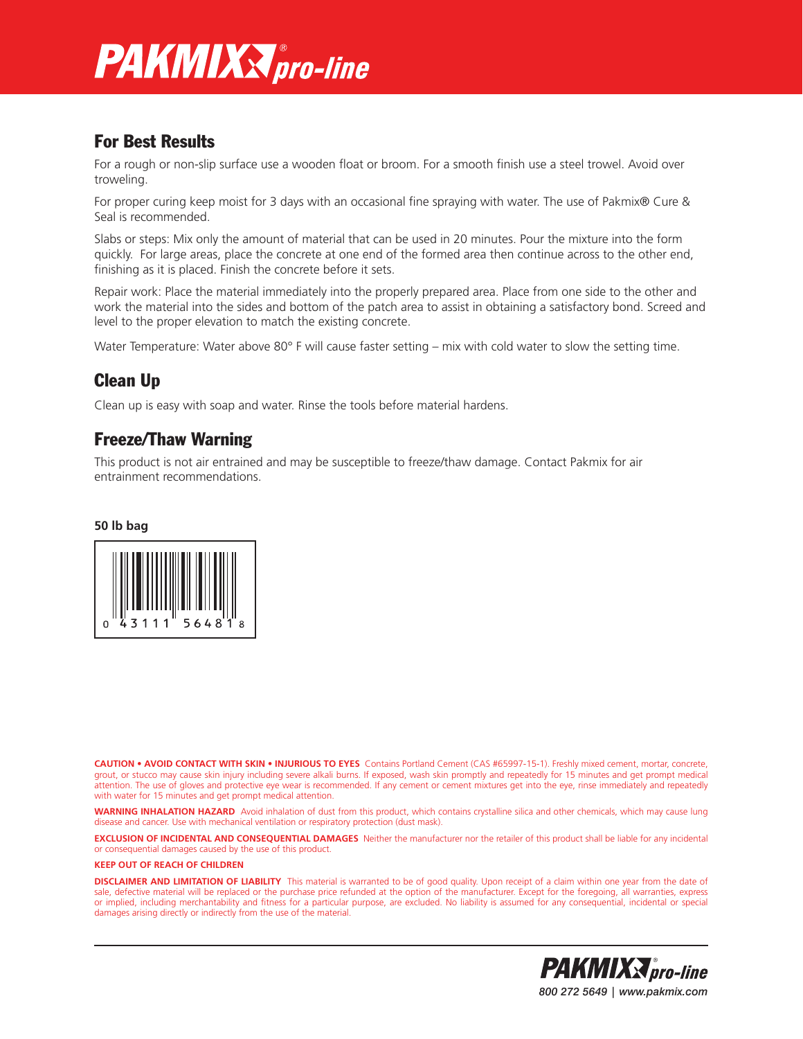# PAKMIX® pro-line

## For Best Results

For a rough or non-slip surface use a wooden float or broom. For a smooth finish use a steel trowel. Avoid over troweling.

For proper curing keep moist for 3 days with an occasional fine spraying with water. The use of Pakmix® Cure & Seal is recommended.

Slabs or steps: Mix only the amount of material that can be used in 20 minutes. Pour the mixture into the form quickly. For large areas, place the concrete at one end of the formed area then continue across to the other end, finishing as it is placed. Finish the concrete before it sets.

Repair work: Place the material immediately into the properly prepared area. Place from one side to the other and work the material into the sides and bottom of the patch area to assist in obtaining a satisfactory bond. Screed and level to the proper elevation to match the existing concrete.

Water Temperature: Water above 80° F will cause faster setting – mix with cold water to slow the setting time.

## Clean Up

Clean up is easy with soap and water. Rinse the tools before material hardens.

## Freeze/Thaw Warning

This product is not air entrained and may be susceptible to freeze/thaw damage. Contact Pakmix for air entrainment recommendations.

**50 lb bag**

0 43111 56481 8

**CAUTION • AVOID CONTACT WITH SKIN • INJURIOUS TO EYES** Contains Portland Cement (CAS #65997-15-1). Freshly mixed cement, mortar, concrete, grout, or stucco may cause skin injury including severe alkali burns. If exposed, wash skin promptly and repeatedly for 15 minutes and get prompt medical attention. The use of gloves and protective eye wear is recommended. If any cement or cement mixtures get into the eye, rinse immediately and repeatedly with water for 15 minutes and get prompt medical attention.

**WARNING INHALATION HAZARD** Avoid inhalation of dust from this product, which contains crystalline silica and other chemicals, which may cause lung disease and cancer. Use with mechanical ventilation or respiratory protection (dust mask).

**EXCLUSION OF INCIDENTAL AND CONSEQUENTIAL DAMAGES** Neither the manufacturer nor the retailer of this product shall be liable for any incidental or consequential damages caused by the use of this product.

**KEEP OUT OF REACH OF CHILDREN**

**DISCLAIMER AND LIMITATION OF LIABILITY** This material is warranted to be of good quality. Upon receipt of a claim within one year from the date of sale, defective material will be replaced or the purchase price refunded at the option of the manufacturer. Except for the foregoing, all warranties, express or implied, including merchantability and fitness for a particular purpose, are excluded. No liability is assumed for any consequential, incidental or special damages arising directly or indirectly from the use of the material.

PAKMIX® pro-line

800 272 5649 | www.pakmix.com